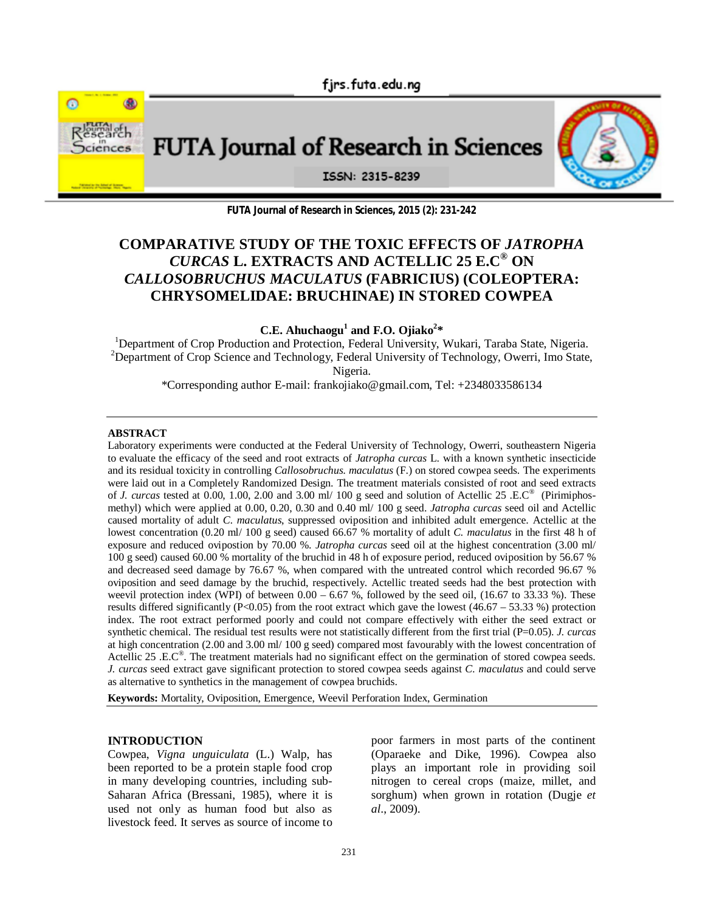# COMPARATIVE STUDY OF THE TOXIC EFFECTS OF *JATROPHA CURCAS* L. EXTRACTS AND ACTELLIC 25 E.C® ON *CALLOSOBRUCHUS MACULATUS* (FABRICIUS) (COLEOPTERA: CHRYSOMELIDAE: BRUCHINAE) IN STORED COWPEA

**C.E. Ahuchaogu[1] and F.O. Ojiako[2]***

[1]Department of Crop Production and Protection, Federal University, Wukari, Taraba State, Nigeria.
[2]Department of Crop Science and Technology, Federal University of Technology, Owerri, Imo State, Nigeria.

*Corresponding author E-mail: frankojiako@gmail.com, Tel: +2348033586134

## ABSTRACT

Laboratory experiments were conducted at the Federal University of Technology, Owerri, southeastern Nigeria to evaluate the efficacy of the seed and root extracts of *Jatropha curcas* L. with a known synthetic insecticide and its residual toxicity in controlling *Callosobruchus. maculatus* (F.) on stored cowpea seeds. The experiments were laid out in a Completely Randomized Design. The treatment materials consisted of root and seed extracts of *J. curcas* tested at 0.00, 1.00, 2.00 and 3.00 ml/ 100 g seed and solution of Actellic 25 .E.C® (Pirimiphos-methyl) which were applied at 0.00, 0.20, 0.30 and 0.40 ml/ 100 g seed. *Jatropha curcas* seed oil and Actellic caused mortality of adult *C. maculatus*, suppressed oviposition and inhibited adult emergence. Actellic at the lowest concentration (0.20 ml/ 100 g seed) caused 66.67 % mortality of adult *C. maculatus* in the first 48 h of exposure and reduced ovipostion by 70.00 %. *Jatropha curcas* seed oil at the highest concentration (3.00 ml/ 100 g seed) caused 60.00 % mortality of the bruchid in 48 h of exposure period, reduced oviposition by 56.67 % and decreased seed damage by 76.67 %, when compared with the untreated control which recorded 96.67 % oviposition and seed damage by the bruchid, respectively. Actellic treated seeds had the best protection with weevil protection index (WPI) of between 0.00 – 6.67 %, followed by the seed oil, (16.67 to 33.33 %). These results differed significantly (P<0.05) from the root extract which gave the lowest (46.67 – 53.33 %) protection index. The root extract performed poorly and could not compare effectively with either the seed extract or synthetic chemical. The residual test results were not statistically different from the first trial (P=0.05). *J. curcas* at high concentration (2.00 and 3.00 ml/ 100 g seed) compared most favourably with the lowest concentration of Actellic 25 .E.C®. The treatment materials had no significant effect on the germination of stored cowpea seeds. *J. curcas* seed extract gave significant protection to stored cowpea seeds against *C. maculatus* and could serve as alternative to synthetics in the management of cowpea bruchids.

**Keywords:** Mortality, Oviposition, Emergence, Weevil Perforation Index, Germination

## INTRODUCTION

Cowpea, *Vigna unguiculata* (L.) Walp, has been reported to be a protein staple food crop in many developing countries, including sub-Saharan Africa (Bressani, 1985), where it is used not only as human food but also as livestock feed. It serves as source of income to poor farmers in most parts of the continent (Oparaeke and Dike, 1996). Cowpea also plays an important role in providing soil nitrogen to cereal crops (maize, millet, and sorghum) when grown in rotation (Dugje *et al*., 2009).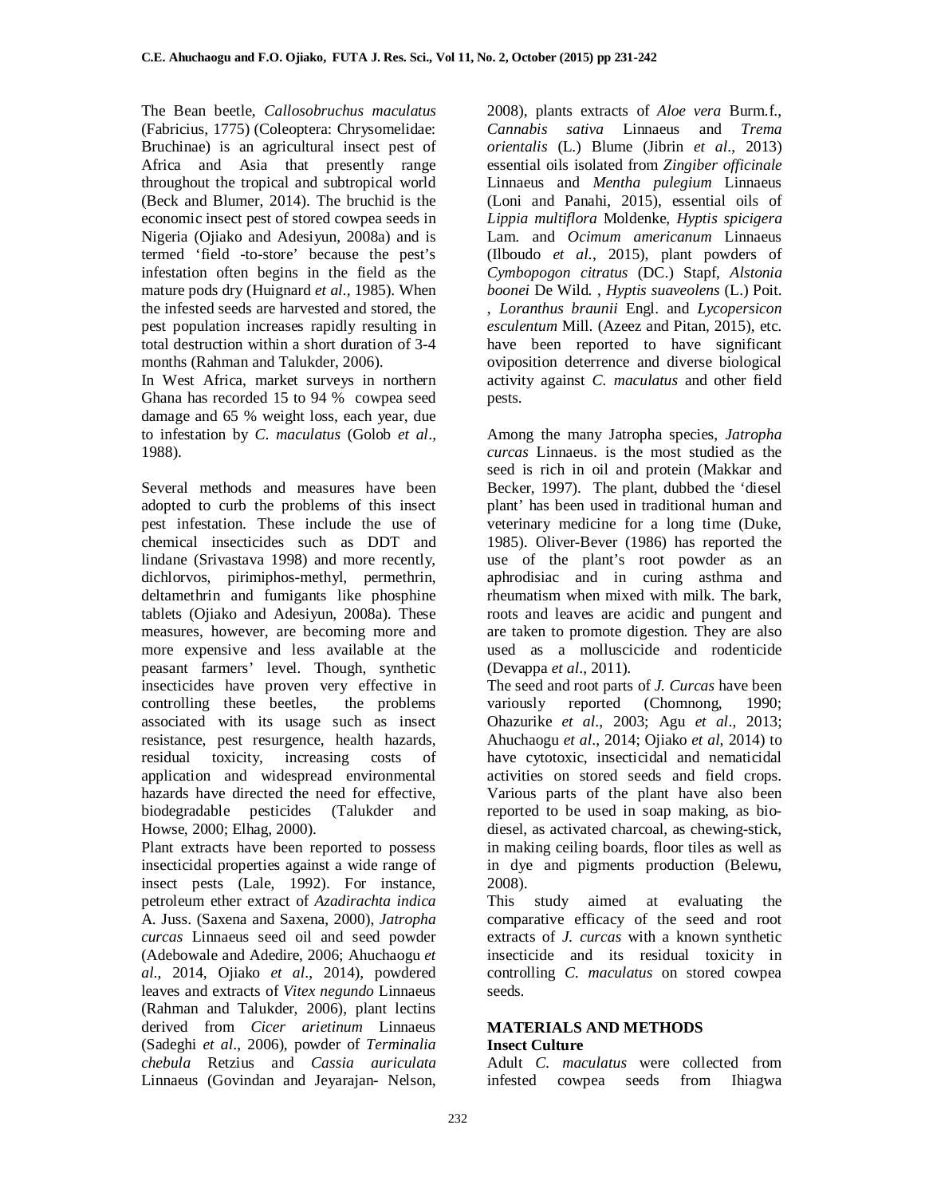The Bean beetle, *Callosobruchus maculatus* (Fabricius, 1775) (Coleoptera: Chrysomelidae: Bruchinae) is an agricultural insect pest of Africa and Asia that presently range throughout the tropical and subtropical world (Beck and Blumer, 2014). The bruchid is the economic insect pest of stored cowpea seeds in Nigeria (Ojiako and Adesiyun, 2008a) and is termed 'field -to-store' because the pest's infestation often begins in the field as the mature pods dry (Huignard *et al*., 1985). When the infested seeds are harvested and stored, the pest population increases rapidly resulting in total destruction within a short duration of 3-4 months (Rahman and Talukder, 2006).

In West Africa, market surveys in northern Ghana has recorded 15 to 94 % cowpea seed damage and 65 % weight loss, each year, due to infestation by *C. maculatus* (Golob *et al*., 1988).

Several methods and measures have been adopted to curb the problems of this insect pest infestation. These include the use of chemical insecticides such as DDT and lindane (Srivastava 1998) and more recently, dichlorvos, pirimiphos-methyl, permethrin, deltamethrin and fumigants like phosphine tablets (Ojiako and Adesiyun, 2008a). These measures, however, are becoming more and more expensive and less available at the peasant farmers' level. Though, synthetic insecticides have proven very effective in controlling these beetles, the problems associated with its usage such as insect resistance, pest resurgence, health hazards, residual toxicity, increasing costs of application and widespread environmental hazards have directed the need for effective, biodegradable pesticides (Talukder and Howse, 2000; Elhag, 2000).

Plant extracts have been reported to possess insecticidal properties against a wide range of insect pests (Lale, 1992). For instance, petroleum ether extract of *Azadirachta indica* A. Juss. (Saxena and Saxena, 2000), *Jatropha curcas* Linnaeus seed oil and seed powder (Adebowale and Adedire, 2006; Ahuchaogu *et al*., 2014, Ojiako *et al*., 2014), powdered leaves and extracts of *Vitex negundo* Linnaeus (Rahman and Talukder, 2006), plant lectins derived from *Cicer arietinum* Linnaeus (Sadeghi *et al*., 2006), powder of *Terminalia chebula* Retzius and *Cassia auriculata* Linnaeus (Govindan and Jeyarajan- Nelson, 2008), plants extracts of *Aloe vera* Burm.f., *Cannabis sativa* Linnaeus and *Trema orientalis* (L.) Blume (Jibrin *et al*., 2013) essential oils isolated from *Zingiber officinale* Linnaeus and *Mentha pulegium* Linnaeus (Loni and Panahi, 2015), essential oils of *Lippia multiflora* Moldenke, *Hyptis spicigera* Lam. and *Ocimum americanum* Linnaeus (Ilboudo *et al*., 2015), plant powders of *Cymbopogon citratus* (DC.) Stapf, *Alstonia boonei* De Wild. , *Hyptis suaveolens* (L.) Poit. , *Loranthus braunii* Engl. and *Lycopersicon esculentum* Mill. (Azeez and Pitan, 2015), etc. have been reported to have significant oviposition deterrence and diverse biological activity against *C. maculatus* and other field pests.

Among the many Jatropha species, *Jatropha curcas* Linnaeus. is the most studied as the seed is rich in oil and protein (Makkar and Becker, 1997). The plant, dubbed the 'diesel plant' has been used in traditional human and veterinary medicine for a long time (Duke, 1985). Oliver-Bever (1986) has reported the use of the plant's root powder as an aphrodisiac and in curing asthma and rheumatism when mixed with milk. The bark, roots and leaves are acidic and pungent and are taken to promote digestion. They are also used as a molluscicide and rodenticide (Devappa *et al*., 2011).

The seed and root parts of *J. Curcas* have been variously reported (Chomnong, 1990; Ohazurike *et al*., 2003; Agu *et al*., 2013; Ahuchaogu *et al*., 2014; Ojiako *et al*, 2014) to have cytotoxic, insecticidal and nematicidal activities on stored seeds and field crops. Various parts of the plant have also been reported to be used in soap making, as bio-diesel, as activated charcoal, as chewing-stick, in making ceiling boards, floor tiles as well as in dye and pigments production (Belewu, 2008).

This study aimed at evaluating the comparative efficacy of the seed and root extracts of *J. curcas* with a known synthetic insecticide and its residual toxicity in controlling *C. maculatus* on stored cowpea seeds.

## MATERIALS AND METHODS

### Insect Culture

Adult *C. maculatus* were collected from infested cowpea seeds from Ihiagwa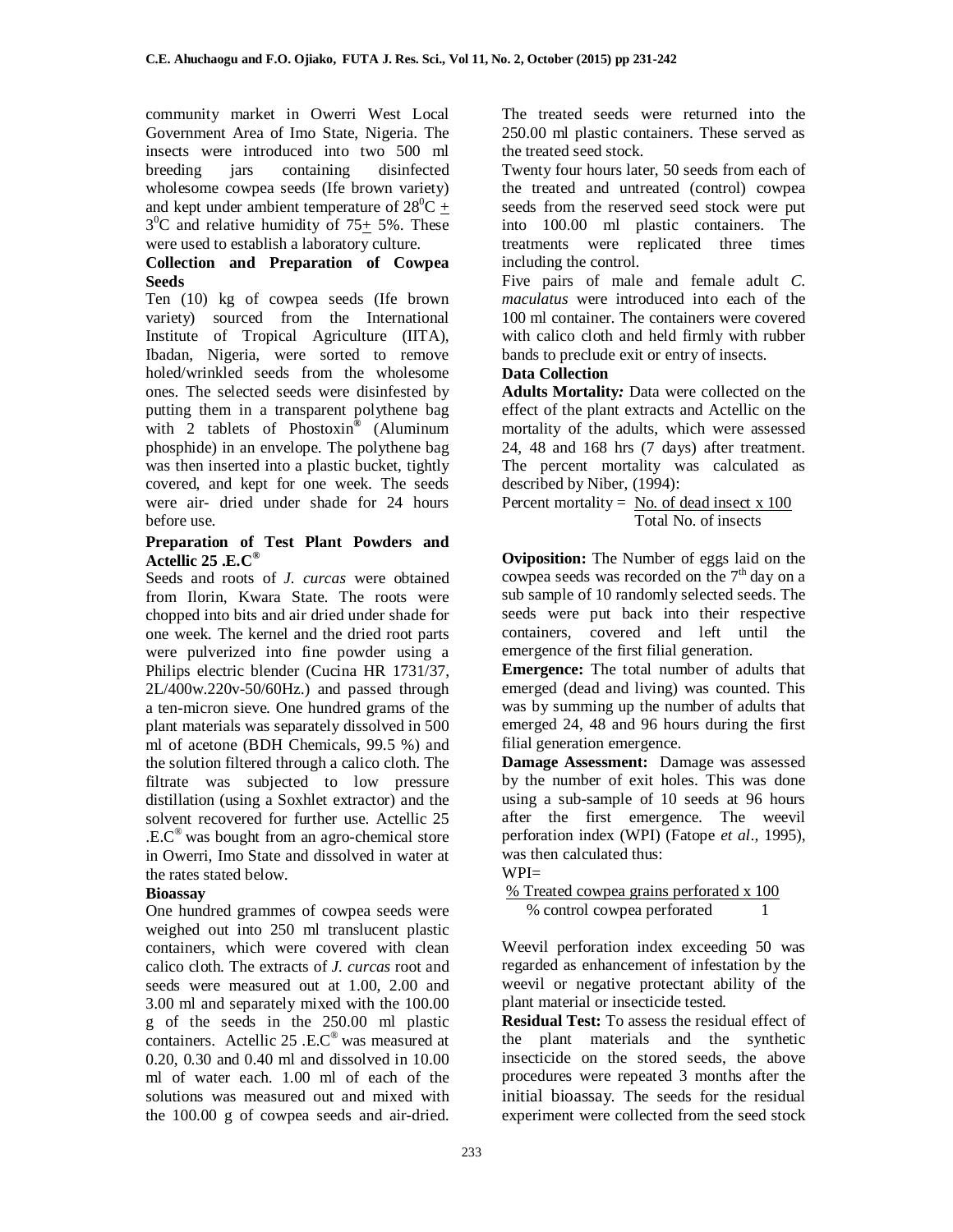community market in Owerri West Local Government Area of Imo State, Nigeria. The insects were introduced into two 500 ml breeding jars containing disinfected wholesome cowpea seeds (Ife brown variety) and kept under ambient temperature of $28^0C \pm 3^0C$ and relative humidity of $75 \pm 5\%$. These were used to establish a laboratory culture.

**Collection and Preparation of Cowpea Seeds**

Ten (10) kg of cowpea seeds (Ife brown variety) sourced from the International Institute of Tropical Agriculture (IITA), Ibadan, Nigeria, were sorted to remove holed/wrinkled seeds from the wholesome ones. The selected seeds were disinfested by putting them in a transparent polythene bag with 2 tablets of Phostoxin® (Aluminum phosphide) in an envelope. The polythene bag was then inserted into a plastic bucket, tightly covered, and kept for one week. The seeds were air- dried under shade for 24 hours before use.

**Preparation of Test Plant Powders and Actellic 25 .E.C®**

Seeds and roots of *J. curcas* were obtained from Ilorin, Kwara State. The roots were chopped into bits and air dried under shade for one week. The kernel and the dried root parts were pulverized into fine powder using a Philips electric blender (Cucina HR 1731/37, 2L/400w.220v-50/60Hz.) and passed through a ten-micron sieve. One hundred grams of the plant materials was separately dissolved in 500 ml of acetone (BDH Chemicals, 99.5 %) and the solution filtered through a calico cloth. The filtrate was subjected to low pressure distillation (using a Soxhlet extractor) and the solvent recovered for further use. Actellic 25 .E.C® was bought from an agro-chemical store in Owerri, Imo State and dissolved in water at the rates stated below.

**Bioassay**

One hundred grammes of cowpea seeds were weighed out into 250 ml translucent plastic containers, which were covered with clean calico cloth. The extracts of *J. curcas* root and seeds were measured out at 1.00, 2.00 and 3.00 ml and separately mixed with the 100.00 g of the seeds in the 250.00 ml plastic containers. Actellic 25 .E.C® was measured at 0.20, 0.30 and 0.40 ml and dissolved in 10.00 ml of water each. 1.00 ml of each of the solutions was measured out and mixed with the 100.00 g of cowpea seeds and air-dried. The treated seeds were returned into the 250.00 ml plastic containers. These served as the treated seed stock.

Twenty four hours later, 50 seeds from each of the treated and untreated (control) cowpea seeds from the reserved seed stock were put into 100.00 ml plastic containers. The treatments were replicated three times including the control.

Five pairs of male and female adult *C. maculatus* were introduced into each of the 100 ml container. The containers were covered with calico cloth and held firmly with rubber bands to preclude exit or entry of insects.

**Data Collection**

**Adults Mortality:** Data were collected on the effect of the plant extracts and Actellic on the mortality of the adults, which were assessed 24, 48 and 168 hrs (7 days) after treatment. The percent mortality was calculated as described by Niber, (1994):

$$\text{Percent mortality} = \frac{\text{No. of dead insect} \times 100}{\text{Total No. of insects}}$$

**Oviposition:** The Number of eggs laid on the cowpea seeds was recorded on the 7th day on a sub sample of 10 randomly selected seeds. The seeds were put back into their respective containers, covered and left until the emergence of the first filial generation.

**Emergence:** The total number of adults that emerged (dead and living) was counted. This was by summing up the number of adults that emerged 24, 48 and 96 hours during the first filial generation emergence.

**Damage Assessment:** Damage was assessed by the number of exit holes. This was done using a sub-sample of 10 seeds at 96 hours after the first emergence. The weevil perforation index (WPI) (Fatope *et al*., 1995), was then calculated thus:

$$\text{WPI} = \frac{\%\ \text{Treated cowpea grains perforated} \times 100}{\%\ \text{control cowpea perforated}} \quad \frac{}{1}$$

Weevil perforation index exceeding 50 was regarded as enhancement of infestation by the weevil or negative protectant ability of the plant material or insecticide tested.

**Residual Test:** To assess the residual effect of the plant materials and the synthetic insecticide on the stored seeds, the above procedures were repeated 3 months after the initial bioassay. The seeds for the residual experiment were collected from the seed stock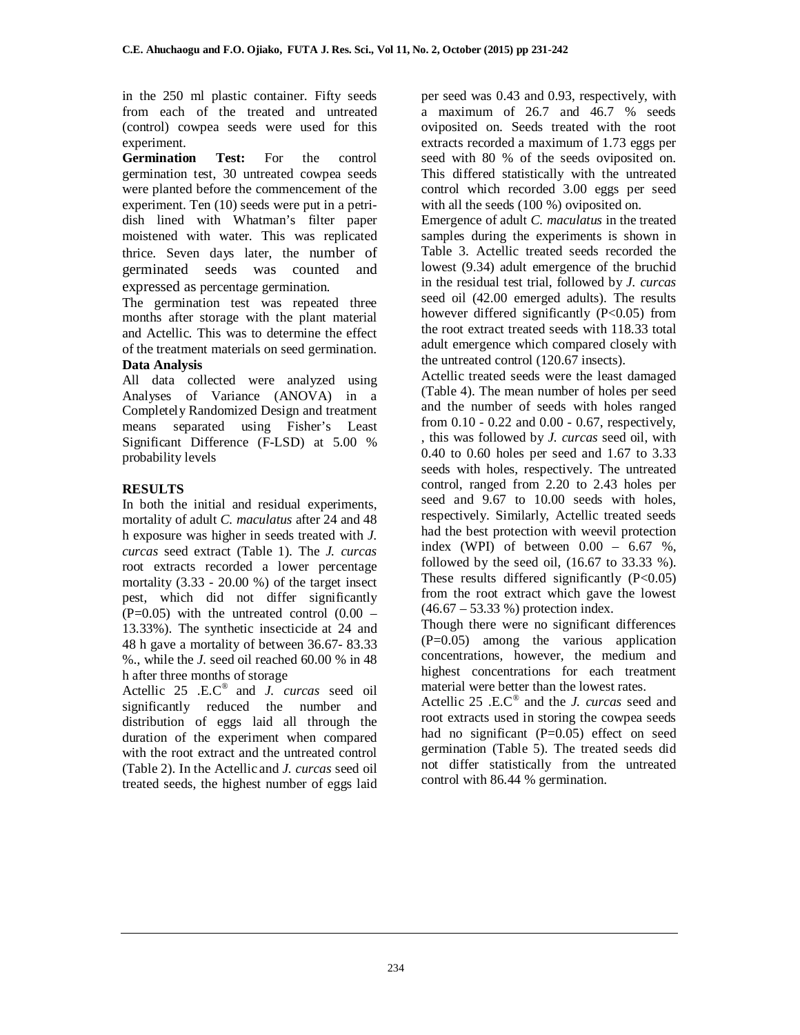in the 250 ml plastic container. Fifty seeds from each of the treated and untreated (control) cowpea seeds were used for this experiment.

**Germination Test:** For the control germination test, 30 untreated cowpea seeds were planted before the commencement of the experiment. Ten (10) seeds were put in a petri-dish lined with Whatman's filter paper moistened with water. This was replicated thrice. Seven days later, the number of germinated seeds was counted and expressed as percentage germination.

The germination test was repeated three months after storage with the plant material and Actellic. This was to determine the effect of the treatment materials on seed germination.

**Data Analysis**

All data collected were analyzed using Analyses of Variance (ANOVA) in a Completely Randomized Design and treatment means separated using Fisher's Least Significant Difference (F-LSD) at 5.00 % probability levels

## RESULTS

In both the initial and residual experiments, mortality of adult *C. maculatus* after 24 and 48 h exposure was higher in seeds treated with *J. curcas* seed extract (Table 1). The *J. curcas* root extracts recorded a lower percentage mortality (3.33 - 20.00 %) of the target insect pest, which did not differ significantly (P=0.05) with the untreated control (0.00 – 13.33%). The synthetic insecticide at 24 and 48 h gave a mortality of between 36.67- 83.33 %., while the *J.* seed oil reached 60.00 % in 48 h after three months of storage

Actellic 25 .E.C® and *J. curcas* seed oil significantly reduced the number and distribution of eggs laid all through the duration of the experiment when compared with the root extract and the untreated control (Table 2). In the Actellic and *J. curcas* seed oil treated seeds, the highest number of eggs laid per seed was 0.43 and 0.93, respectively, with a maximum of 26.7 and 46.7 % seeds oviposited on. Seeds treated with the root extracts recorded a maximum of 1.73 eggs per seed with 80 % of the seeds oviposited on. This differed statistically with the untreated control which recorded 3.00 eggs per seed with all the seeds (100 %) oviposited on.

Emergence of adult *C. maculatus* in the treated samples during the experiments is shown in Table 3. Actellic treated seeds recorded the lowest (9.34) adult emergence of the bruchid in the residual test trial, followed by *J. curcas* seed oil (42.00 emerged adults). The results however differed significantly (P<0.05) from the root extract treated seeds with 118.33 total adult emergence which compared closely with the untreated control (120.67 insects).

Actellic treated seeds were the least damaged (Table 4). The mean number of holes per seed and the number of seeds with holes ranged from 0.10 - 0.22 and 0.00 - 0.67, respectively, , this was followed by *J. curcas* seed oil, with 0.40 to 0.60 holes per seed and 1.67 to 3.33 seeds with holes, respectively. The untreated control, ranged from 2.20 to 2.43 holes per seed and 9.67 to 10.00 seeds with holes, respectively. Similarly, Actellic treated seeds had the best protection with weevil protection index (WPI) of between 0.00 – 6.67 %, followed by the seed oil, (16.67 to 33.33 %). These results differed significantly (P<0.05) from the root extract which gave the lowest (46.67 – 53.33 %) protection index.

Though there were no significant differences (P=0.05) among the various application concentrations, however, the medium and highest concentrations for each treatment material were better than the lowest rates.

Actellic 25 .E.C® and the *J. curcas* seed and root extracts used in storing the cowpea seeds had no significant (P=0.05) effect on seed germination (Table 5). The treated seeds did not differ statistically from the untreated control with 86.44 % germination.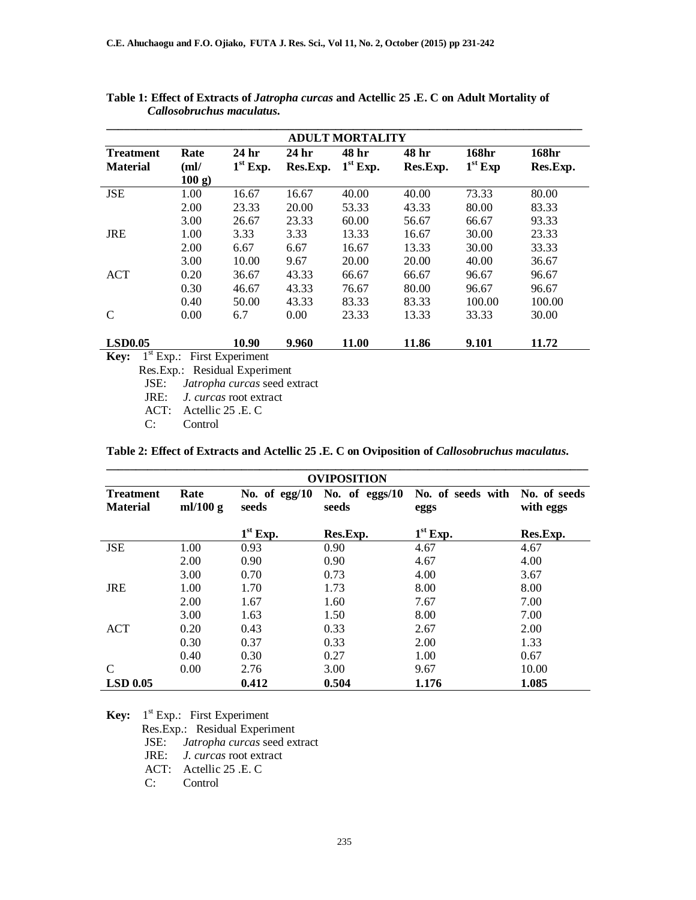**Table 1: Effect of Extracts of *Jatropha curcas* and Actellic 25 .E. C on Adult Mortality of *Callosobruchus maculatus*.**

| | | ADULT MORTALITY | | | | | |
|---|---|---|---|---|---|---|---|
| **Treatment Material** | **Rate (ml/ 100 g)** | **24 hr 1st Exp.** | **24 hr Res.Exp.** | **48 hr 1st Exp.** | **48 hr Res.Exp.** | **168hr 1st Exp** | **168hr Res.Exp.** |
| JSE | 1.00 | 16.67 | 16.67 | 40.00 | 40.00 | 73.33 | 80.00 |
| | 2.00 | 23.33 | 20.00 | 53.33 | 43.33 | 80.00 | 83.33 |
| | 3.00 | 26.67 | 23.33 | 60.00 | 56.67 | 66.67 | 93.33 |
| JRE | 1.00 | 3.33 | 3.33 | 13.33 | 16.67 | 30.00 | 23.33 |
| | 2.00 | 6.67 | 6.67 | 16.67 | 13.33 | 30.00 | 33.33 |
| | 3.00 | 10.00 | 9.67 | 20.00 | 20.00 | 40.00 | 36.67 |
| ACT | 0.20 | 36.67 | 43.33 | 66.67 | 66.67 | 96.67 | 96.67 |
| | 0.30 | 46.67 | 43.33 | 76.67 | 80.00 | 96.67 | 96.67 |
| | 0.40 | 50.00 | 43.33 | 83.33 | 83.33 | 100.00 | 100.00 |
| C | 0.00 | 6.7 | 0.00 | 23.33 | 13.33 | 33.33 | 30.00 |
| **LSD0.05** | | **10.90** | **9.960** | **11.00** | **11.86** | **9.101** | **11.72** |

**Key:** 1st Exp.: First Experiment
Res.Exp.: Residual Experiment
JSE: *Jatropha curcas* seed extract
JRE: *J. curcas* root extract
ACT: Actellic 25 .E. C
C: Control

**Table 2: Effect of Extracts and Actellic 25 .E. C on Oviposition of *Callosobruchus maculatus*.**

| | | OVIPOSITION | | | |
|---|---|---|---|---|---|
| **Treatment Material** | **Rate ml/100 g** | **No. of egg/10 seeds** | **No. of eggs/10 seeds** | **No. of seeds with eggs** | **No. of seeds with eggs** |
| | | **1st Exp.** | **Res.Exp.** | **1st Exp.** | **Res.Exp.** |
| JSE | 1.00 | 0.93 | 0.90 | 4.67 | 4.67 |
| | 2.00 | 0.90 | 0.90 | 4.67 | 4.00 |
| | 3.00 | 0.70 | 0.73 | 4.00 | 3.67 |
| JRE | 1.00 | 1.70 | 1.73 | 8.00 | 8.00 |
| | 2.00 | 1.67 | 1.60 | 7.67 | 7.00 |
| | 3.00 | 1.63 | 1.50 | 8.00 | 7.00 |
| ACT | 0.20 | 0.43 | 0.33 | 2.67 | 2.00 |
| | 0.30 | 0.37 | 0.33 | 2.00 | 1.33 |
| | 0.40 | 0.30 | 0.27 | 1.00 | 0.67 |
| C | 0.00 | 2.76 | 3.00 | 9.67 | 10.00 |
| **LSD 0.05** | | **0.412** | **0.504** | **1.176** | **1.085** |

**Key:** 1st Exp.: First Experiment
Res.Exp.: Residual Experiment
JSE: *Jatropha curcas* seed extract
JRE: *J. curcas* root extract
ACT: Actellic 25 .E. C
C: Control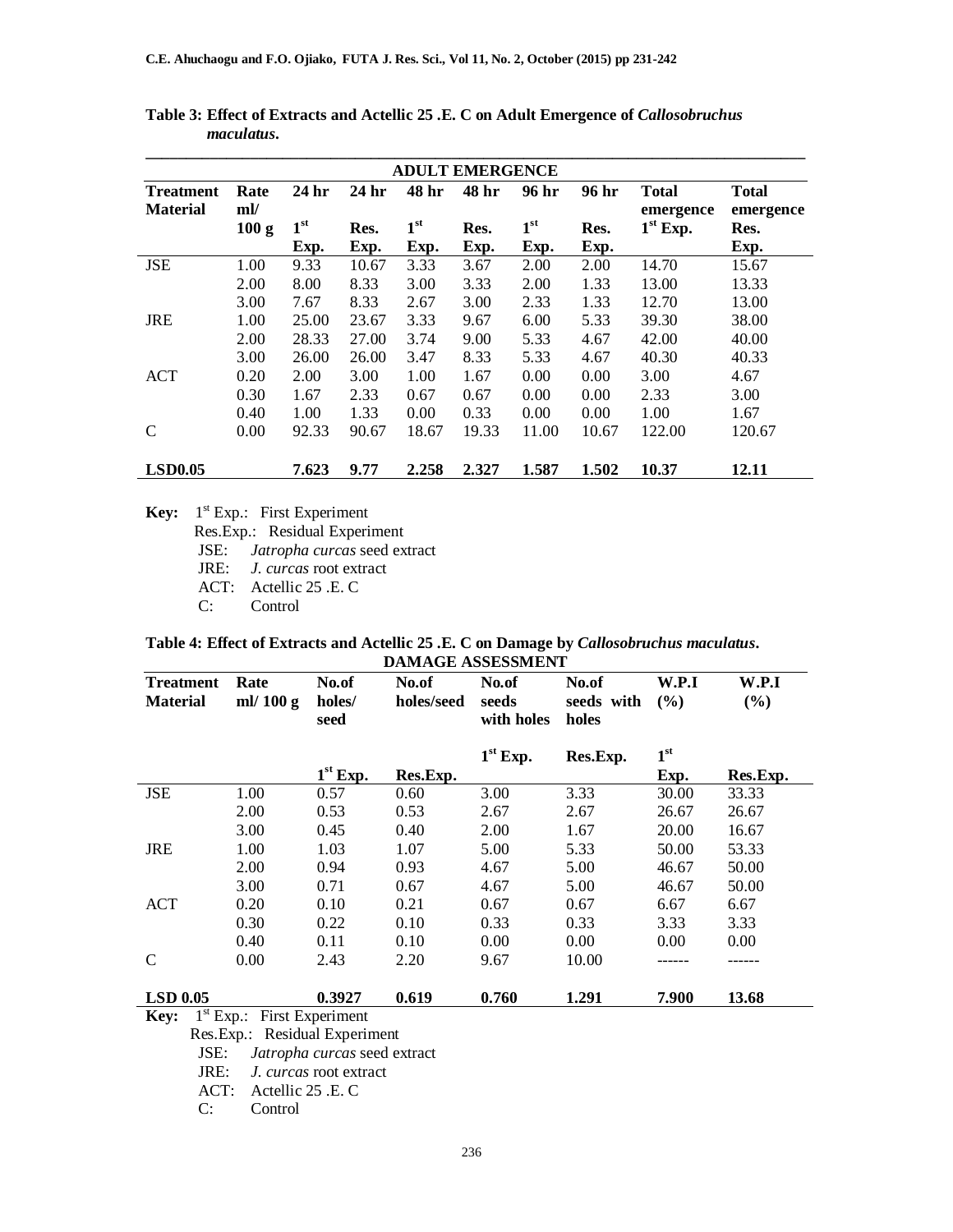**Table 3: Effect of Extracts and Actellic 25 .E. C on Adult Emergence of *Callosobruchus maculatus*.**

| ADULT EMERGENCE | | | | | | | | | |
|---|---|---|---|---|---|---|---|---|---|
| Treatment Material | Rate ml/ 100 g | 24 hr 1st Exp. | 24 hr Res. Exp. | 48 hr 1st Exp. | 48 hr Res. Exp. | 96 hr 1st Exp. | 96 hr Res. Exp. | Total emergence 1st Exp. | Total emergence Res. Exp. |
| JSE | 1.00 | 9.33 | 10.67 | 3.33 | 3.67 | 2.00 | 2.00 | 14.70 | 15.67 |
| | 2.00 | 8.00 | 8.33 | 3.00 | 3.33 | 2.00 | 1.33 | 13.00 | 13.33 |
| | 3.00 | 7.67 | 8.33 | 2.67 | 3.00 | 2.33 | 1.33 | 12.70 | 13.00 |
| JRE | 1.00 | 25.00 | 23.67 | 3.33 | 9.67 | 6.00 | 5.33 | 39.30 | 38.00 |
| | 2.00 | 28.33 | 27.00 | 3.74 | 9.00 | 5.33 | 4.67 | 42.00 | 40.00 |
| | 3.00 | 26.00 | 26.00 | 3.47 | 8.33 | 5.33 | 4.67 | 40.30 | 40.33 |
| ACT | 0.20 | 2.00 | 3.00 | 1.00 | 1.67 | 0.00 | 0.00 | 3.00 | 4.67 |
| | 0.30 | 1.67 | 2.33 | 0.67 | 0.67 | 0.00 | 0.00 | 2.33 | 3.00 |
| | 0.40 | 1.00 | 1.33 | 0.00 | 0.33 | 0.00 | 0.00 | 1.00 | 1.67 |
| C | 0.00 | 92.33 | 90.67 | 18.67 | 19.33 | 11.00 | 10.67 | 122.00 | 120.67 |
| **LSD0.05** | | **7.623** | **9.77** | **2.258** | **2.327** | **1.587** | **1.502** | **10.37** | **12.11** |

**Key:** 1st Exp.: First Experiment
Res.Exp.: Residual Experiment
JSE: *Jatropha curcas* seed extract
JRE: *J. curcas* root extract
ACT: Actellic 25 .E. C
C: Control

**Table 4: Effect of Extracts and Actellic 25 .E. C on Damage by *Callosobruchus maculatus*.**

| DAMAGE ASSESSMENT | | | | | | | |
|---|---|---|---|---|---|---|---|
| Treatment Material | Rate ml/ 100 g | No.of holes/ seed 1st Exp. | No.of holes/seed Res.Exp. | No.of seeds with holes 1st Exp. | No.of seeds with holes Res.Exp. | W.P.I (%) 1st Exp. | W.P.I (%) Res.Exp. |
| JSE | 1.00 | 0.57 | 0.60 | 3.00 | 3.33 | 30.00 | 33.33 |
| | 2.00 | 0.53 | 0.53 | 2.67 | 2.67 | 26.67 | 26.67 |
| | 3.00 | 0.45 | 0.40 | 2.00 | 1.67 | 20.00 | 16.67 |
| JRE | 1.00 | 1.03 | 1.07 | 5.00 | 5.33 | 50.00 | 53.33 |
| | 2.00 | 0.94 | 0.93 | 4.67 | 5.00 | 46.67 | 50.00 |
| | 3.00 | 0.71 | 0.67 | 4.67 | 5.00 | 46.67 | 50.00 |
| ACT | 0.20 | 0.10 | 0.21 | 0.67 | 0.67 | 6.67 | 6.67 |
| | 0.30 | 0.22 | 0.10 | 0.33 | 0.33 | 3.33 | 3.33 |
| | 0.40 | 0.11 | 0.10 | 0.00 | 0.00 | 0.00 | 0.00 |
| C | 0.00 | 2.43 | 2.20 | 9.67 | 10.00 | ------ | ------ |
| **LSD 0.05** | | **0.3927** | **0.619** | **0.760** | **1.291** | **7.900** | **13.68** |

**Key:** 1st Exp.: First Experiment
Res.Exp.: Residual Experiment
JSE: *Jatropha curcas* seed extract
JRE: *J. curcas* root extract
ACT: Actellic 25 .E. C
C: Control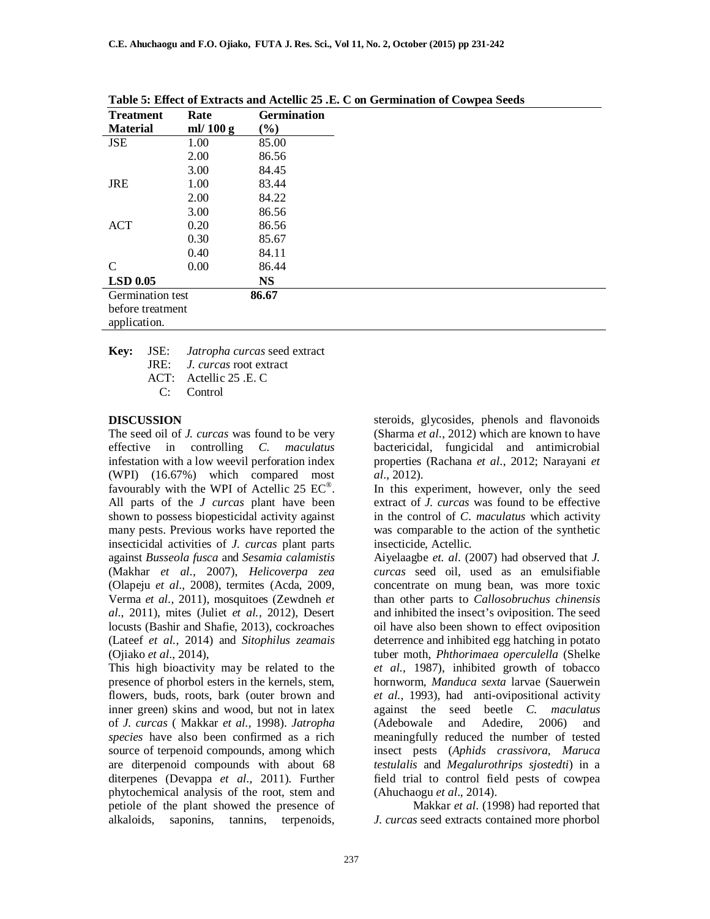**Table 5: Effect of Extracts and Actellic 25 .E. C on Germination of Cowpea Seeds**

| Treatment Material | Rate ml/ 100 g | Germination (%) |
|---|---|---|
| JSE | 1.00 | 85.00 |
| | 2.00 | 86.56 |
| | 3.00 | 84.45 |
| JRE | 1.00 | 83.44 |
| | 2.00 | 84.22 |
| | 3.00 | 86.56 |
| ACT | 0.20 | 86.56 |
| | 0.30 | 85.67 |
| | 0.40 | 84.11 |
| C | 0.00 | 86.44 |
| **LSD 0.05** | | **NS** |
| Germination test before treatment application. | | **86.67** |

**Key:** JSE: *Jatropha curcas* seed extract
JRE: *J. curcas* root extract
ACT: Actellic 25 .E. C
C: Control

## DISCUSSION

The seed oil of *J. curcas* was found to be very effective in controlling *C. maculatus* infestation with a low weevil perforation index (WPI) (16.67%) which compared most favourably with the WPI of Actellic 25 EC®. All parts of the *J curcas* plant have been shown to possess biopesticidal activity against many pests. Previous works have reported the insecticidal activities of *J. curcas* plant parts against *Busseola fusca* and *Sesamia calamistis* (Makhar *et al*., 2007), *Helicoverpa zea* (Olapeju *et al*., 2008), termites (Acda, 2009, Verma *et al.*, 2011), mosquitoes (Zewdneh *et al*., 2011), mites (Juliet *et al.*, 2012), Desert locusts (Bashir and Shafie, 2013), cockroaches (Lateef *et al.,* 2014) and *Sitophilus zeamais* (Ojiako *et al*., 2014),

This high bioactivity may be related to the presence of phorbol esters in the kernels, stem, flowers, buds, roots, bark (outer brown and inner green) skins and wood, but not in latex of *J. curcas* ( Makkar *et al.*, 1998). *Jatropha species* have also been confirmed as a rich source of terpenoid compounds, among which are diterpenoid compounds with about 68 diterpenes (Devappa *et al*., 2011). Further phytochemical analysis of the root, stem and petiole of the plant showed the presence of alkaloids, saponins, tannins, terpenoids, steroids, glycosides, phenols and flavonoids (Sharma *et al.*, 2012) which are known to have bactericidal, fungicidal and antimicrobial properties (Rachana *et al.*, 2012; Narayani *et al*., 2012).

In this experiment, however, only the seed extract of *J. curcas* was found to be effective in the control of *C. maculatus* which activity was comparable to the action of the synthetic insecticide, Actellic.

Aiyelaagbe *et. al*. (2007) had observed that *J. curcas* seed oil, used as an emulsifiable concentrate on mung bean, was more toxic than other parts to *Callosobruchus chinensis* and inhibited the insect's oviposition. The seed oil have also been shown to effect oviposition deterrence and inhibited egg hatching in potato tuber moth, *Phthorimaea operculella* (Shelke *et al.*, 1987), inhibited growth of tobacco hornworm, *Manduca sexta* larvae (Sauerwein *et al.,* 1993), had anti-ovipositional activity against the seed beetle *C. maculatus* (Adebowale and Adedire, 2006) and meaningfully reduced the number of tested insect pests (*Aphids crassivora*, *Maruca testulalis* and *Megalurothrips sjostedti*) in a field trial to control field pests of cowpea (Ahuchaogu *et al*., 2014).

Makkar *et al*. (1998) had reported that *J. curcas* seed extracts contained more phorbol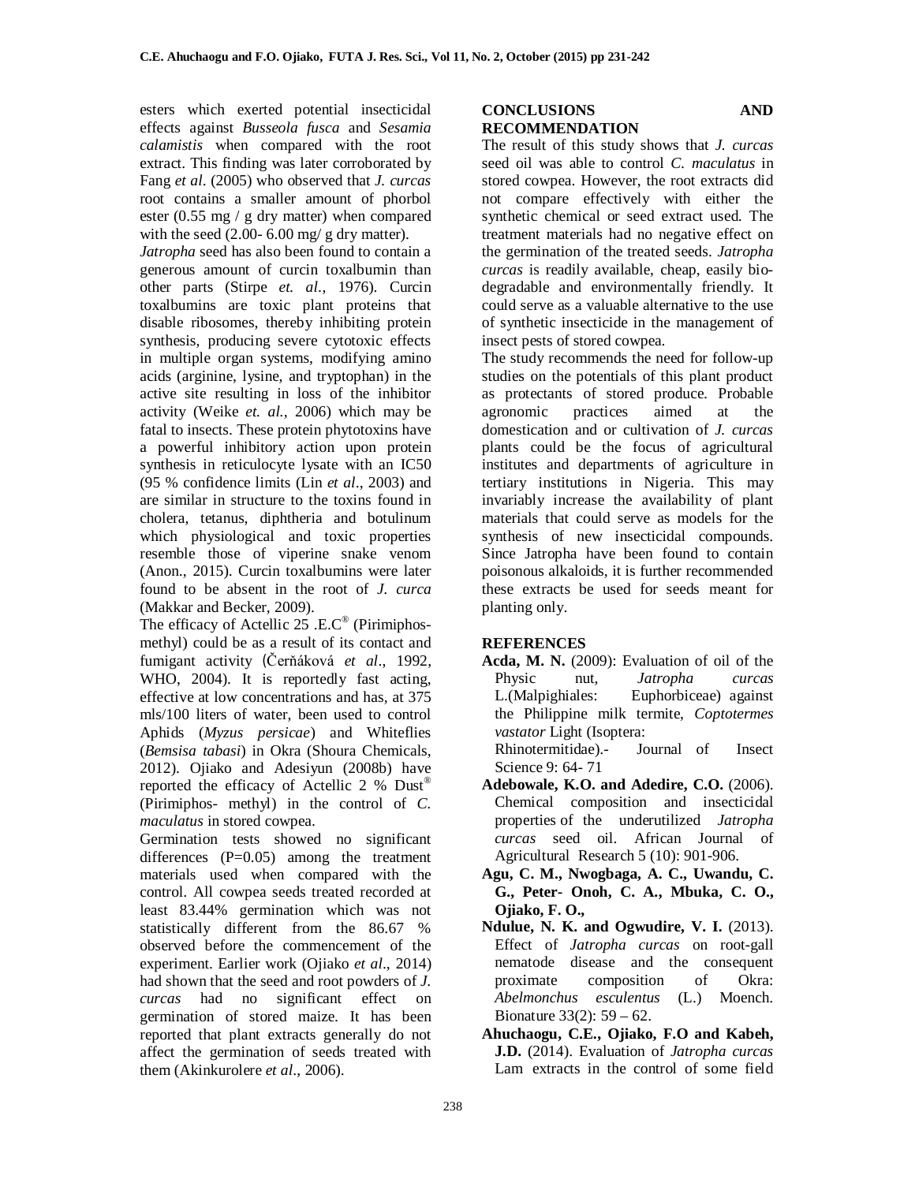esters which exerted potential insecticidal effects against *Busseola fusca* and *Sesamia calamistis* when compared with the root extract. This finding was later corroborated by Fang *et al*. (2005) who observed that *J. curcas* root contains a smaller amount of phorbol ester (0.55 mg / g dry matter) when compared with the seed (2.00- 6.00 mg/ g dry matter).

*Jatropha* seed has also been found to contain a generous amount of curcin toxalbumin than other parts (Stirpe *et. al*., 1976). Curcin toxalbumins are toxic plant proteins that disable ribosomes, thereby inhibiting protein synthesis, producing severe cytotoxic effects in multiple organ systems, modifying amino acids (arginine, lysine, and tryptophan) in the active site resulting in loss of the inhibitor activity (Weike *et. al.,* 2006) which may be fatal to insects. These protein phytotoxins have a powerful inhibitory action upon protein synthesis in reticulocyte lysate with an IC50 (95 % confidence limits (Lin *et al*., 2003) and are similar in structure to the toxins found in cholera, tetanus, diphtheria and botulinum which physiological and toxic properties resemble those of viperine snake venom (Anon., 2015). Curcin toxalbumins were later found to be absent in the root of *J. curca* (Makkar and Becker, 2009).

The efficacy of Actellic 25 .E.C® (Pirimiphos-methyl) could be as a result of its contact and fumigant activity (Čerňáková *et al*., 1992, WHO, 2004). It is reportedly fast acting, effective at low concentrations and has, at 375 mls/100 liters of water, been used to control Aphids (*Myzus persicae*) and Whiteflies (*Bemsisa tabasi*) in Okra (Shoura Chemicals, 2012). Ojiako and Adesiyun (2008b) have reported the efficacy of Actellic 2 % Dust® (Pirimiphos- methyl) in the control of *C. maculatus* in stored cowpea.

Germination tests showed no significant differences (P=0.05) among the treatment materials used when compared with the control. All cowpea seeds treated recorded at least 83.44% germination which was not statistically different from the 86.67 % observed before the commencement of the experiment. Earlier work (Ojiako *et al*., 2014) had shown that the seed and root powders of *J. curcas* had no significant effect on germination of stored maize. It has been reported that plant extracts generally do not affect the germination of seeds treated with them (Akinkurolere *et al*., 2006).

## CONCLUSIONS AND RECOMMENDATION

The result of this study shows that *J. curcas* seed oil was able to control *C. maculatus* in stored cowpea. However, the root extracts did not compare effectively with either the synthetic chemical or seed extract used. The treatment materials had no negative effect on the germination of the treated seeds. *Jatropha curcas* is readily available, cheap, easily bio-degradable and environmentally friendly. It could serve as a valuable alternative to the use of synthetic insecticide in the management of insect pests of stored cowpea.

The study recommends the need for follow-up studies on the potentials of this plant product as protectants of stored produce. Probable agronomic practices aimed at the domestication and or cultivation of *J. curcas* plants could be the focus of agricultural institutes and departments of agriculture in tertiary institutions in Nigeria. This may invariably increase the availability of plant materials that could serve as models for the synthesis of new insecticidal compounds. Since Jatropha have been found to contain poisonous alkaloids, it is further recommended these extracts be used for seeds meant for planting only.

## REFERENCES

**Acda, M. N.** (2009): Evaluation of oil of the Physic nut, *Jatropha curcas* L.(Malpighiales: Euphorbiceae) against the Philippine milk termite, *Coptotermes vastator* Light (Isoptera: Rhinotermitidae).- Journal of Insect Science 9: 64- 71

**Adebowale, K.O. and Adedire, C.O.** (2006). Chemical composition and insecticidal properties of the underutilized *Jatropha curcas* seed oil. African Journal of Agricultural Research 5 (10): 901-906.

**Agu, C. M., Nwogbaga, A. C., Uwandu, C. G., Peter- Onoh, C. A., Mbuka, C. O., Ojiako, F. O.,**

**Ndulue, N. K. and Ogwudire, V. I.** (2013). Effect of *Jatropha curcas* on root-gall nematode disease and the consequent proximate composition of Okra: *Abelmonchus esculentus* (L.) Moench. Bionature 33(2): 59 – 62.

**Ahuchaogu, C.E., Ojiako, F.O and Kabeh, J.D.** (2014). Evaluation of *Jatropha curcas* Lam extracts in the control of some field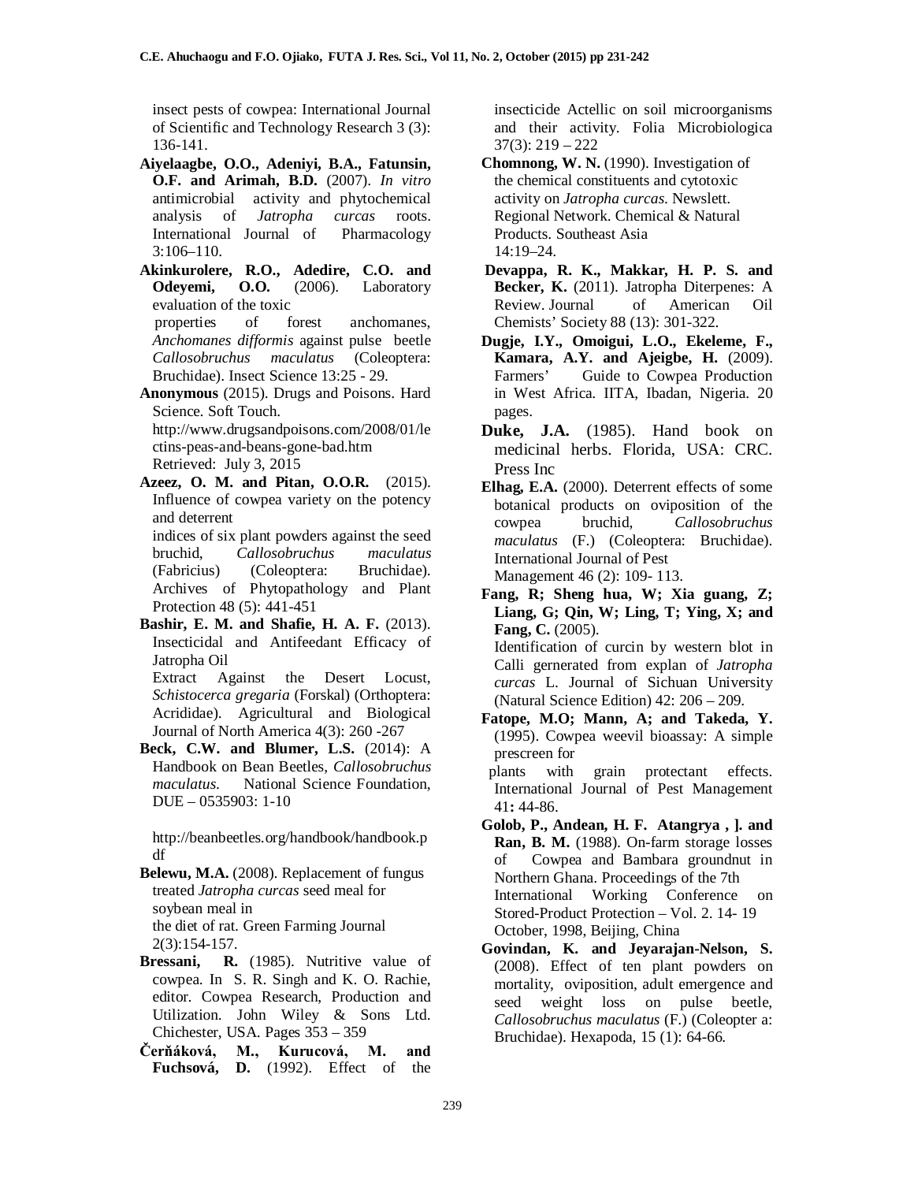insect pests of cowpea: International Journal of Scientific and Technology Research 3 (3): 136-141.

**Aiyelaagbe, O.O., Adeniyi, B.A., Fatunsin, O.F. and Arimah, B.D.** (2007). *In vitro* antimicrobial activity and phytochemical analysis of *Jatropha curcas* roots. International Journal of Pharmacology 3:106–110.

**Akinkurolere, R.O., Adedire, C.O. and Odeyemi, O.O.** (2006). Laboratory evaluation of the toxic properties of forest anchomanes, *Anchomanes difformis* against pulse beetle *Callosobruchus maculatus* (Coleoptera: Bruchidae). Insect Science 13:25 - 29.

**Anonymous** (2015). Drugs and Poisons. Hard Science. Soft Touch. http://www.drugsandpoisons.com/2008/01/lectins-peas-and-beans-gone-bad.htm Retrieved: July 3, 2015

**Azeez, O. M. and Pitan, O.O.R.** (2015). Influence of cowpea variety on the potency and deterrent indices of six plant powders against the seed bruchid, *Callosobruchus maculatus* (Fabricius) (Coleoptera: Bruchidae). Archives of Phytopathology and Plant Protection 48 (5): 441-451

**Bashir, E. M. and Shafie, H. A. F.** (2013). Insecticidal and Antifeedant Efficacy of Jatropha Oil Extract Against the Desert Locust, *Schistocerca gregaria* (Forskal) (Orthoptera: Acrididae). Agricultural and Biological Journal of North America 4(3): 260 -267

**Beck, C.W. and Blumer, L.S.** (2014): A Handbook on Bean Beetles, *Callosobruchus maculatus*. National Science Foundation, DUE – 0535903: 1-10

http://beanbeetles.org/handbook/handbook.pdf

**Belewu, M.A.** (2008). Replacement of fungus treated *Jatropha curcas* seed meal for soybean meal in the diet of rat. Green Farming Journal 2(3):154-157.

**Bressani, R.** (1985). Nutritive value of cowpea. In S. R. Singh and K. O. Rachie, editor. Cowpea Research, Production and Utilization. John Wiley & Sons Ltd. Chichester, USA. Pages 353 – 359

**Čerňáková, M., Kurucová, M. and Fuchsová, D.** (1992). Effect of the insecticide Actellic on soil microorganisms and their activity. Folia Microbiologica 37(3): 219 – 222

**Chomnong, W. N.** (1990). Investigation of the chemical constituents and cytotoxic activity on *Jatropha curcas*. Newslett. Regional Network. Chemical & Natural Products. Southeast Asia 14:19–24.

**Devappa, R. K., Makkar, H. P. S. and Becker, K.** (2011). Jatropha Diterpenes: A Review. Journal of American Oil Chemists' Society 88 (13): 301-322.

**Dugje, I.Y., Omoigui, L.O., Ekeleme, F., Kamara, A.Y. and Ajeigbe, H.** (2009). Farmers' Guide to Cowpea Production in West Africa. IITA, Ibadan, Nigeria. 20 pages.

**Duke, J.A.** (1985). Hand book on medicinal herbs. Florida, USA: CRC. Press Inc

**Elhag, E.A.** (2000). Deterrent effects of some botanical products on oviposition of the cowpea bruchid, *Callosobruchus maculatus* (F.) (Coleoptera: Bruchidae). International Journal of Pest Management 46 (2): 109- 113.

**Fang, R; Sheng hua, W; Xia guang, Z; Liang, G; Qin, W; Ling, T; Ying, X; and Fang, C.** (2005). Identification of curcin by western blot in Calli gernerated from explan of *Jatropha curcas* L. Journal of Sichuan University (Natural Science Edition) 42: 206 – 209.

**Fatope, M.O; Mann, A; and Takeda, Y.** (1995). Cowpea weevil bioassay: A simple prescreen for plants with grain protectant effects. International Journal of Pest Management 41**:** 44-86.

**Golob, P., Andean, H. F. Atangrya , ]. and Ran, B. M.** (1988). On-farm storage losses of Cowpea and Bambara groundnut in Northern Ghana. Proceedings of the 7th International Working Conference on Stored-Product Protection – Vol. 2. 14- 19 October, 1998, Beijing, China

**Govindan, K. and Jeyarajan-Nelson, S.** (2008). Effect of ten plant powders on mortality, oviposition, adult emergence and seed weight loss on pulse beetle, *Callosobruchus maculatus* (F.) (Coleopter a: Bruchidae). Hexapoda, 15 (1): 64-66.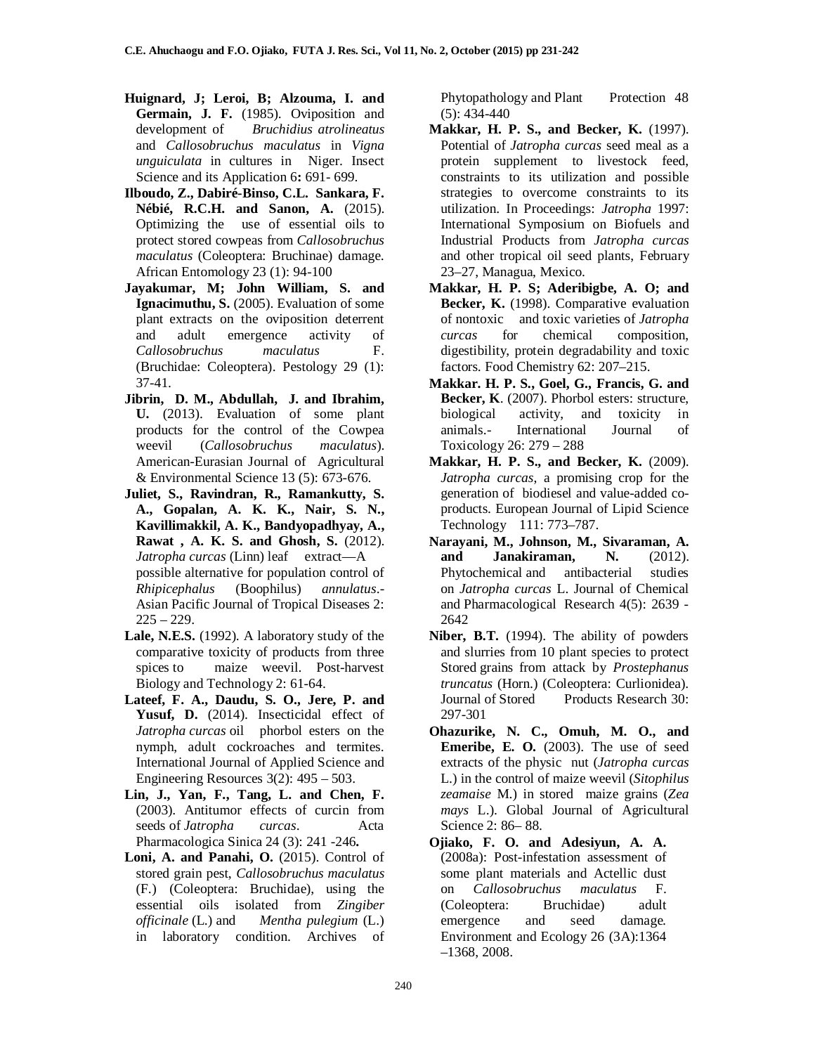**Huignard, J; Leroi, B; Alzouma, I. and Germain, J. F.** (1985). Oviposition and development of *Bruchidius atrolineatus* and *Callosobruchus maculatus* in *Vigna unguiculata* in cultures in Niger. Insect Science and its Application 6**:** 691- 699.

**Ilboudo, Z., Dabiré-Binso, C.L. Sankara, F. Nébié, R.C.H. and Sanon, A.** (2015). Optimizing the use of essential oils to protect stored cowpeas from *Callosobruchus maculatus* (Coleoptera: Bruchinae) damage. African Entomology 23 (1): 94-100

**Jayakumar, M; John William, S. and Ignacimuthu, S.** (2005). Evaluation of some plant extracts on the oviposition deterrent and adult emergence activity of *Callosobruchus maculatus* F. (Bruchidae: Coleoptera). Pestology 29 (1): 37-41.

**Jibrin, D. M., Abdullah, J. and Ibrahim, U.** (2013). Evaluation of some plant products for the control of the Cowpea weevil (*Callosobruchus maculatus*). American-Eurasian Journal of Agricultural & Environmental Science 13 (5): 673-676.

**Juliet, S., Ravindran, R., Ramankutty, S. A., Gopalan, A. K. K., Nair, S. N., Kavillimakkil, A. K., Bandyopadhyay, A., Rawat , A. K. S. and Ghosh, S.** (2012). *Jatropha curcas* (Linn) leaf extract—A possible alternative for population control of *Rhipicephalus* (Boophilus) *annulatus*.- Asian Pacific Journal of Tropical Diseases 2: 225 – 229.

**Lale, N.E.S.** (1992). A laboratory study of the comparative toxicity of products from three spices to maize weevil. Post-harvest Biology and Technology 2: 61-64.

**Lateef, F. A., Daudu, S. O., Jere, P. and Yusuf, D.** (2014). Insecticidal effect of *Jatropha curcas* oil phorbol esters on the nymph, adult cockroaches and termites. International Journal of Applied Science and Engineering Resources 3(2): 495 – 503.

**Lin, J., Yan, F., Tang, L. and Chen, F.** (2003). Antitumor effects of curcin from seeds of *Jatropha curcas*. Acta Pharmacologica Sinica 24 (3): 241 -246**.**

**Loni, A. and Panahi, O.** (2015). Control of stored grain pest, *Callosobruchus maculatus* (F.) (Coleoptera: Bruchidae), using the essential oils isolated from *Zingiber officinale* (L.) and *Mentha pulegium* (L.) in laboratory condition. Archives of Phytopathology and Plant Protection 48 (5): 434-440

**Makkar, H. P. S., and Becker, K.** (1997). Potential of *Jatropha curcas* seed meal as a protein supplement to livestock feed, constraints to its utilization and possible strategies to overcome constraints to its utilization. In Proceedings: *Jatropha* 1997: International Symposium on Biofuels and Industrial Products from *Jatropha curcas* and other tropical oil seed plants, February 23–27, Managua, Mexico.

**Makkar, H. P. S; Aderibigbe, A. O; and Becker, K.** (1998). Comparative evaluation of nontoxic and toxic varieties of *Jatropha curcas* for chemical composition, digestibility, protein degradability and toxic factors. Food Chemistry 62: 207–215.

**Makkar. H. P. S., Goel, G., Francis, G. and Becker, K**. (2007). Phorbol esters: structure, biological activity, and toxicity in animals.- International Journal of Toxicology 26: 279 – 288

**Makkar, H. P. S., and Becker, K.** (2009). *Jatropha curcas*, a promising crop for the generation of biodiesel and value-added co-products. European Journal of Lipid Science Technology 111: 773–787.

**Narayani, M., Johnson, M., Sivaraman, A. and Janakiraman, N.** (2012). Phytochemical and antibacterial studies on *Jatropha curcas* L. Journal of Chemical and Pharmacological Research 4(5): 2639 - 2642

**Niber, B.T.** (1994). The ability of powders and slurries from 10 plant species to protect Stored grains from attack by *Prostephanus truncatus* (Horn.) (Coleoptera: Curlionidea). Journal of Stored Products Research 30: 297-301

**Ohazurike, N. C., Omuh, M. O., and Emeribe, E. O.** (2003). The use of seed extracts of the physic nut (*Jatropha curcas* L.) in the control of maize weevil (*Sitophilus zeamaise* M.) in stored maize grains (*Zea mays* L.). Global Journal of Agricultural Science 2: 86– 88.

**Ojiako, F. O. and Adesiyun, A. A.** (2008a): Post-infestation assessment of some plant materials and Actellic dust on *Callosobruchus maculatus* F. (Coleoptera: Bruchidae) adult emergence and seed damage. Environment and Ecology 26 (3A):1364 –1368, 2008.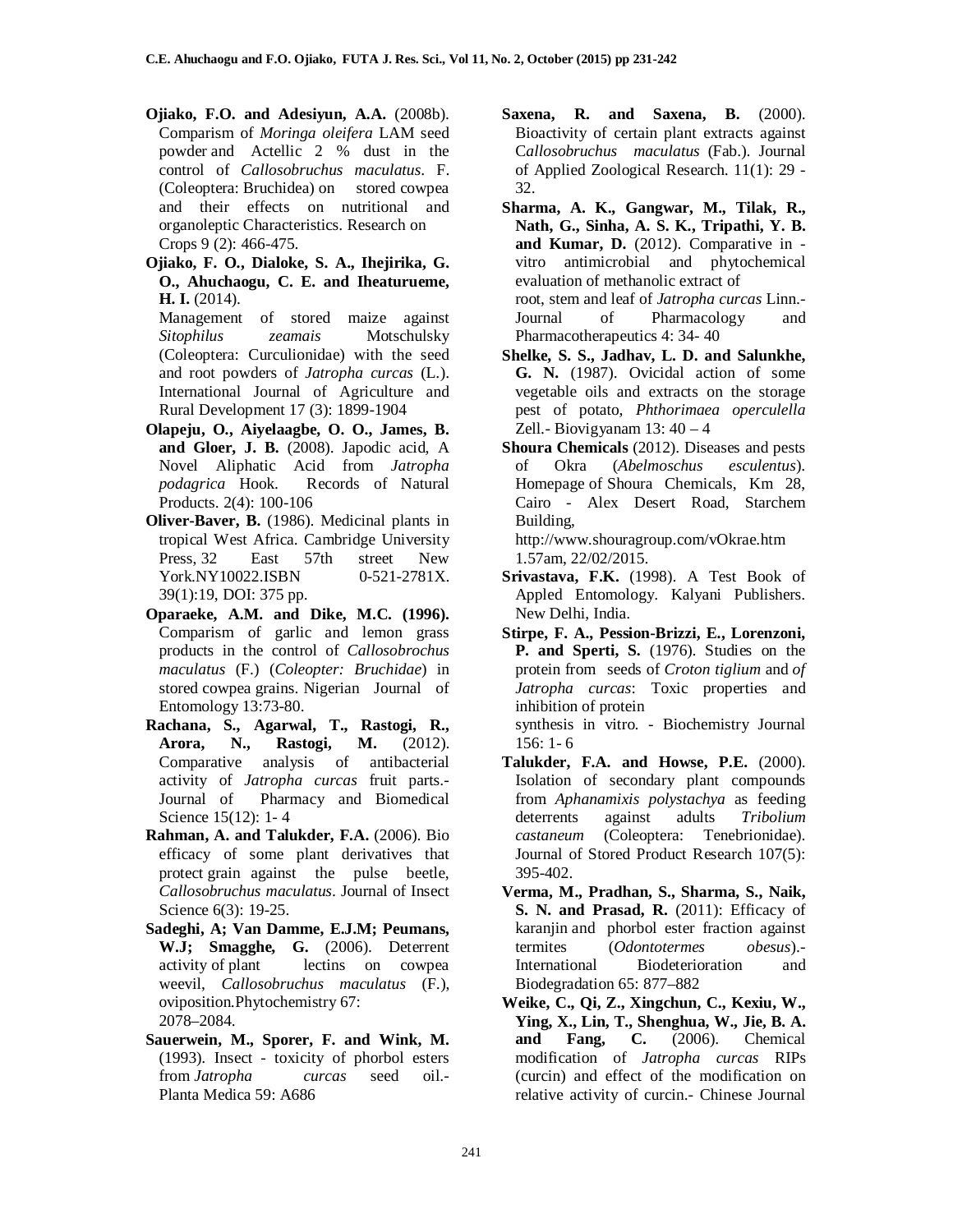**Ojiako, F.O. and Adesiyun, A.A.** (2008b). Comparism of *Moringa oleifera* LAM seed powder and Actellic 2 % dust in the control of *Callosobruchus maculatus*. F. (Coleoptera: Bruchidea) on stored cowpea and their effects on nutritional and organoleptic Characteristics. Research on Crops 9 (2): 466-475.

**Ojiako, F. O., Dialoke, S. A., Ihejirika, G. O., Ahuchaogu, C. E. and Iheaturueme, H. I.** (2014). Management of stored maize against *Sitophilus zeamais* Motschulsky (Coleoptera: Curculionidae) with the seed and root powders of *Jatropha curcas* (L.). International Journal of Agriculture and Rural Development 17 (3): 1899-1904

**Olapeju, O., Aiyelaagbe, O. O., James, B. and Gloer, J. B.** (2008). Japodic acid, A Novel Aliphatic Acid from *Jatropha podagrica* Hook. Records of Natural Products. 2(4): 100-106

**Oliver-Baver, B.** (1986). Medicinal plants in tropical West Africa. Cambridge University Press, 32 East 57th street New York.NY10022.ISBN 0-521-2781X. 39(1):19, DOI: 375 pp.

**Oparaeke, A.M. and Dike, M.C. (1996).** Comparism of garlic and lemon grass products in the control of *Callosobrochus maculatus* (F.) (*Coleopter: Bruchidae*) in stored cowpea grains. Nigerian Journal of Entomology 13:73-80.

**Rachana, S., Agarwal, T., Rastogi, R., Arora, N., Rastogi, M.** (2012). Comparative analysis of antibacterial activity of *Jatropha curcas* fruit parts.- Journal of Pharmacy and Biomedical Science 15(12): 1- 4

**Rahman, A. and Talukder, F.A.** (2006). Bio efficacy of some plant derivatives that protect grain against the pulse beetle, *Callosobruchus maculatus*. Journal of Insect Science 6(3): 19-25.

**Sadeghi, A; Van Damme, E.J.M; Peumans, W.J; Smagghe, G.** (2006). Deterrent activity of plant lectins on cowpea weevil, *Callosobruchus maculatus* (F.), oviposition.Phytochemistry 67: 2078–2084.

**Sauerwein, M., Sporer, F. and Wink, M.** (1993). Insect - toxicity of phorbol esters from *Jatropha curcas* seed oil.- Planta Medica 59: A686

**Saxena, R. and Saxena, B.** (2000). Bioactivity of certain plant extracts against C*allosobruchus maculatus* (Fab.). Journal of Applied Zoological Research. 11(1): 29 - 32.

**Sharma, A. K., Gangwar, M., Tilak, R., Nath, G., Sinha, A. S. K., Tripathi, Y. B. and Kumar, D.** (2012). Comparative in - vitro antimicrobial and phytochemical evaluation of methanolic extract of root, stem and leaf of *Jatropha curcas* Linn.- Journal of Pharmacology and Pharmacotherapeutics 4: 34- 40

**Shelke, S. S., Jadhav, L. D. and Salunkhe, G. N.** (1987). Ovicidal action of some vegetable oils and extracts on the storage pest of potato, *Phthorimaea operculella* Zell.- Biovigyanam 13: 40 – 4

**Shoura Chemicals** (2012). Diseases and pests of Okra (*Abelmoschus esculentus*). Homepage of Shoura Chemicals, Km 28, Cairo - Alex Desert Road, Starchem Building, http://www.shouragroup.com/vOkrae.htm 1.57am, 22/02/2015.

**Srivastava, F.K.** (1998). A Test Book of Appled Entomology. Kalyani Publishers. New Delhi, India.

**Stirpe, F. A., Pession-Brizzi, E., Lorenzoni, P. and Sperti, S.** (1976). Studies on the protein from seeds of *Croton tiglium* and *of Jatropha curcas*: Toxic properties and inhibition of protein synthesis in vitro. - Biochemistry Journal 156: 1- 6

**Talukder, F.A. and Howse, P.E.** (2000). Isolation of secondary plant compounds from *Aphanamixis polystachya* as feeding deterrents against adults *Tribolium castaneum* (Coleoptera: Tenebrionidae). Journal of Stored Product Research 107(5): 395-402.

**Verma, M., Pradhan, S., Sharma, S., Naik, S. N. and Prasad, R.** (2011): Efficacy of karanjin and phorbol ester fraction against termites (*Odontotermes obesus*).- International Biodeterioration and Biodegradation 65: 877–882

**Weike, C., Qi, Z., Xingchun, C., Kexiu, W., Ying, X., Lin, T., Shenghua, W., Jie, B. A. and Fang, C.** (2006). Chemical modification of *Jatropha curcas* RIPs (curcin) and effect of the modification on relative activity of curcin.- Chinese Journal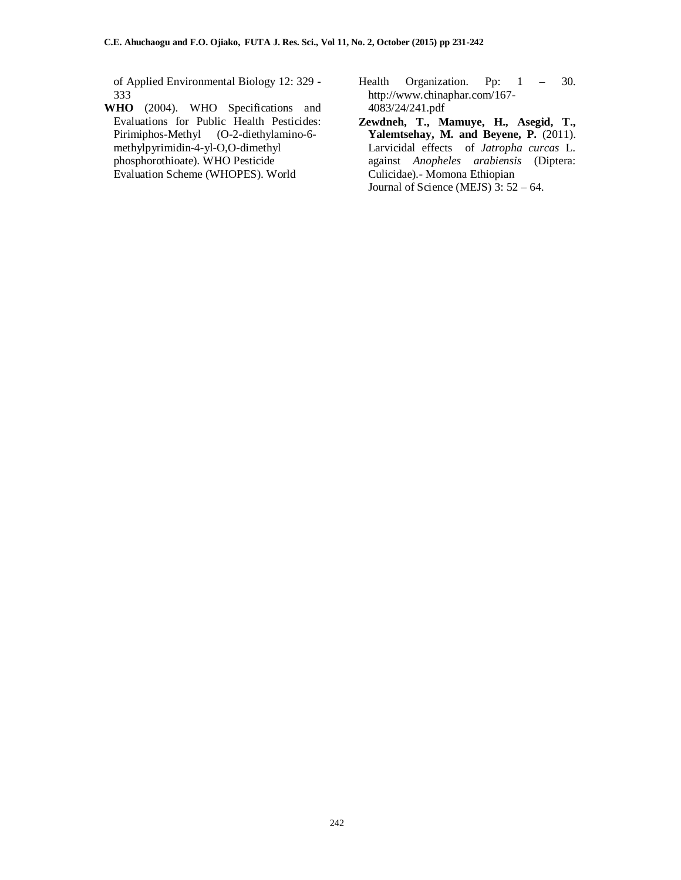of Applied Environmental Biology 12: 329 - 333

**WHO** (2004). WHO Specifications and Evaluations for Public Health Pesticides: Pirimiphos-Methyl (O-2-diethylamino-6-methylpyrimidin-4-yl-O,O-dimethyl phosphorothioate). WHO Pesticide Evaluation Scheme (WHOPES). World Health Organization. Pp: 1 – 30. http://www.chinaphar.com/167-4083/24/241.pdf

**Zewdneh, T., Mamuye, H., Asegid, T., Yalemtsehay, M. and Beyene, P.** (2011). Larvicidal effects of *Jatropha curcas* L. against *Anopheles arabiensis* (Diptera: Culicidae).- Momona Ethiopian Journal of Science (MEJS) 3: 52 – 64.